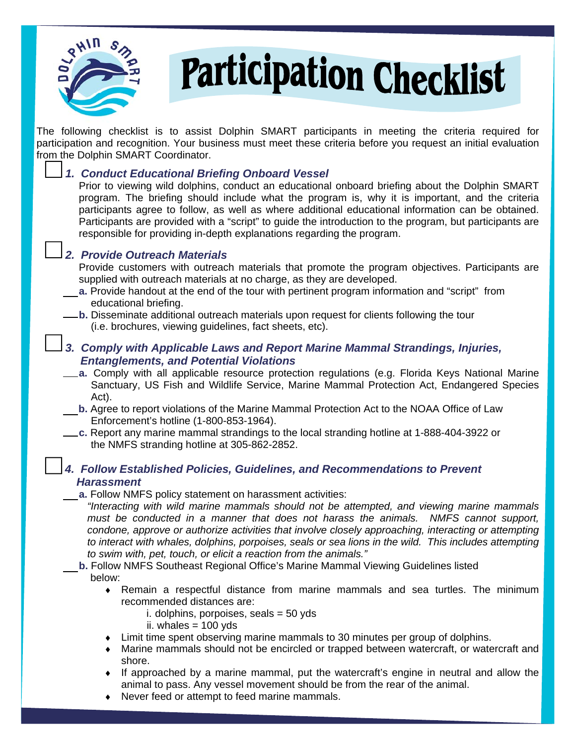# Participation Checklist

The following checklist is to assist Dolphin SMART participants in meeting the criteria required for participation and recognition. Your business must meet these criteria before you request an initial evaluation from the Dolphin SMART Coordinator.

☐ ***1. Conduct Educational Briefing Onboard Vessel***

Prior to viewing wild dolphins, conduct an educational onboard briefing about the Dolphin SMART program. The briefing should include what the program is, why it is important, and the criteria participants agree to follow, as well as where additional educational information can be obtained. Participants are provided with a "script" to guide the introduction to the program, but participants are responsible for providing in-depth explanations regarding the program.

☐ ***2. Provide Outreach Materials***

Provide customers with outreach materials that promote the program objectives. Participants are supplied with outreach materials at no charge, as they are developed.

___ **a.** Provide handout at the end of the tour with pertinent program information and "script" from educational briefing.

___ **b.** Disseminate additional outreach materials upon request for clients following the tour (i.e. brochures, viewing guidelines, fact sheets, etc).

☐ ***3. Comply with Applicable Laws and Report Marine Mammal Strandings, Injuries, Entanglements, and Potential Violations***

___ **a.** Comply with all applicable resource protection regulations (e.g. Florida Keys National Marine Sanctuary, US Fish and Wildlife Service, Marine Mammal Protection Act, Endangered Species Act).

___ **b.** Agree to report violations of the Marine Mammal Protection Act to the NOAA Office of Law Enforcement's hotline (1-800-853-1964).

___ **c.** Report any marine mammal strandings to the local stranding hotline at 1-888-404-3922 or the NMFS stranding hotline at 305-862-2852.

☐ ***4. Follow Established Policies, Guidelines, and Recommendations to Prevent Harassment***

___ **a.** Follow NMFS policy statement on harassment activities:

*"Interacting with wild marine mammals should not be attempted, and viewing marine mammals must be conducted in a manner that does not harass the animals. NMFS cannot support, condone, approve or authorize activities that involve closely approaching, interacting or attempting to interact with whales, dolphins, porpoises, seals or sea lions in the wild. This includes attempting to swim with, pet, touch, or elicit a reaction from the animals."*

___ **b.** Follow NMFS Southeast Regional Office's Marine Mammal Viewing Guidelines listed below:

- Remain a respectful distance from marine mammals and sea turtles. The minimum recommended distances are:
  - i. dolphins, porpoises, seals = 50 yds
  - ii. whales = 100 yds
- Limit time spent observing marine mammals to 30 minutes per group of dolphins.
- Marine mammals should not be encircled or trapped between watercraft, or watercraft and shore.
- If approached by a marine mammal, put the watercraft's engine in neutral and allow the animal to pass. Any vessel movement should be from the rear of the animal.
- Never feed or attempt to feed marine mammals.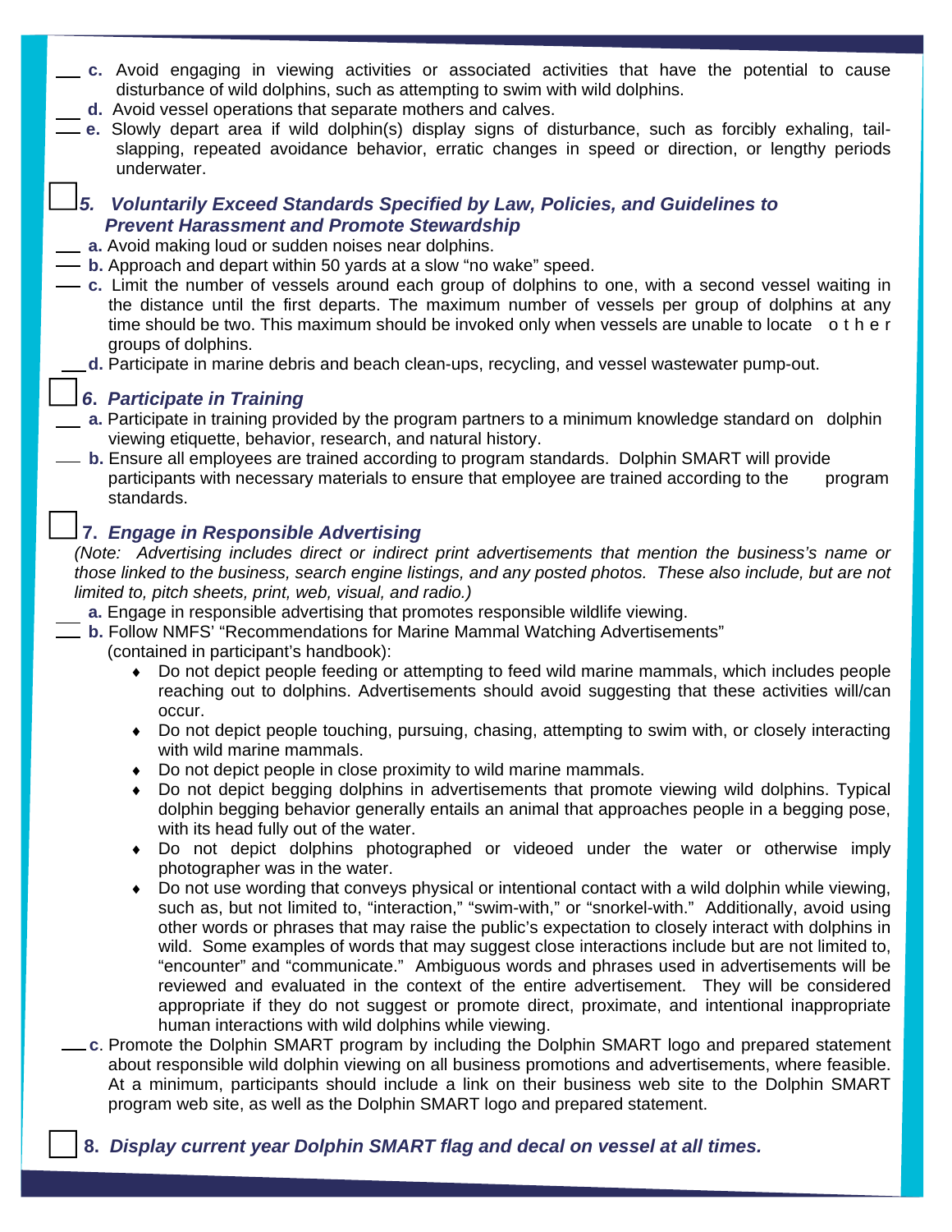___ **c.** Avoid engaging in viewing activities or associated activities that have the potential to cause disturbance of wild dolphins, such as attempting to swim with wild dolphins.

___ **d.** Avoid vessel operations that separate mothers and calves.

___ **e.** Slowly depart area if wild dolphin(s) display signs of disturbance, such as forcibly exhaling, tail-slapping, repeated avoidance behavior, erratic changes in speed or direction, or lengthy periods underwater.

## ☐ *5. Voluntarily Exceed Standards Specified by Law, Policies, and Guidelines to Prevent Harassment and Promote Stewardship*

___ **a.** Avoid making loud or sudden noises near dolphins.

___ **b.** Approach and depart within 50 yards at a slow "no wake" speed.

___ **c.** Limit the number of vessels around each group of dolphins to one, with a second vessel waiting in the distance until the first departs. The maximum number of vessels per group of dolphins at any time should be two. This maximum should be invoked only when vessels are unable to locate other groups of dolphins.

___ **d.** Participate in marine debris and beach clean-ups, recycling, and vessel wastewater pump-out.

## ☐ *6. Participate in Training*

___ **a.** Participate in training provided by the program partners to a minimum knowledge standard on dolphin viewing etiquette, behavior, research, and natural history.

___ **b.** Ensure all employees are trained according to program standards. Dolphin SMART will provide participants with necessary materials to ensure that employee are trained according to the program standards.

## ☐ *7. Engage in Responsible Advertising*

*(Note: Advertising includes direct or indirect print advertisements that mention the business's name or those linked to the business, search engine listings, and any posted photos. These also include, but are not limited to, pitch sheets, print, web, visual, and radio.)*

___ **a.** Engage in responsible advertising that promotes responsible wildlife viewing.

___ **b.** Follow NMFS' "Recommendations for Marine Mammal Watching Advertisements" (contained in participant's handbook):

- Do not depict people feeding or attempting to feed wild marine mammals, which includes people reaching out to dolphins. Advertisements should avoid suggesting that these activities will/can occur.
- Do not depict people touching, pursuing, chasing, attempting to swim with, or closely interacting with wild marine mammals.
- Do not depict people in close proximity to wild marine mammals.
- Do not depict begging dolphins in advertisements that promote viewing wild dolphins. Typical dolphin begging behavior generally entails an animal that approaches people in a begging pose, with its head fully out of the water.
- Do not depict dolphins photographed or videoed under the water or otherwise imply photographer was in the water.
- Do not use wording that conveys physical or intentional contact with a wild dolphin while viewing, such as, but not limited to, "interaction," "swim-with," or "snorkel-with." Additionally, avoid using other words or phrases that may raise the public's expectation to closely interact with dolphins in wild. Some examples of words that may suggest close interactions include but are not limited to, "encounter" and "communicate." Ambiguous words and phrases used in advertisements will be reviewed and evaluated in the context of the entire advertisement. They will be considered appropriate if they do not suggest or promote direct, proximate, and intentional inappropriate human interactions with wild dolphins while viewing.

___ **c**. Promote the Dolphin SMART program by including the Dolphin SMART logo and prepared statement about responsible wild dolphin viewing on all business promotions and advertisements, where feasible. At a minimum, participants should include a link on their business web site to the Dolphin SMART program web site, as well as the Dolphin SMART logo and prepared statement.

## ☐ 8. *Display current year Dolphin SMART flag and decal on vessel at all times.*